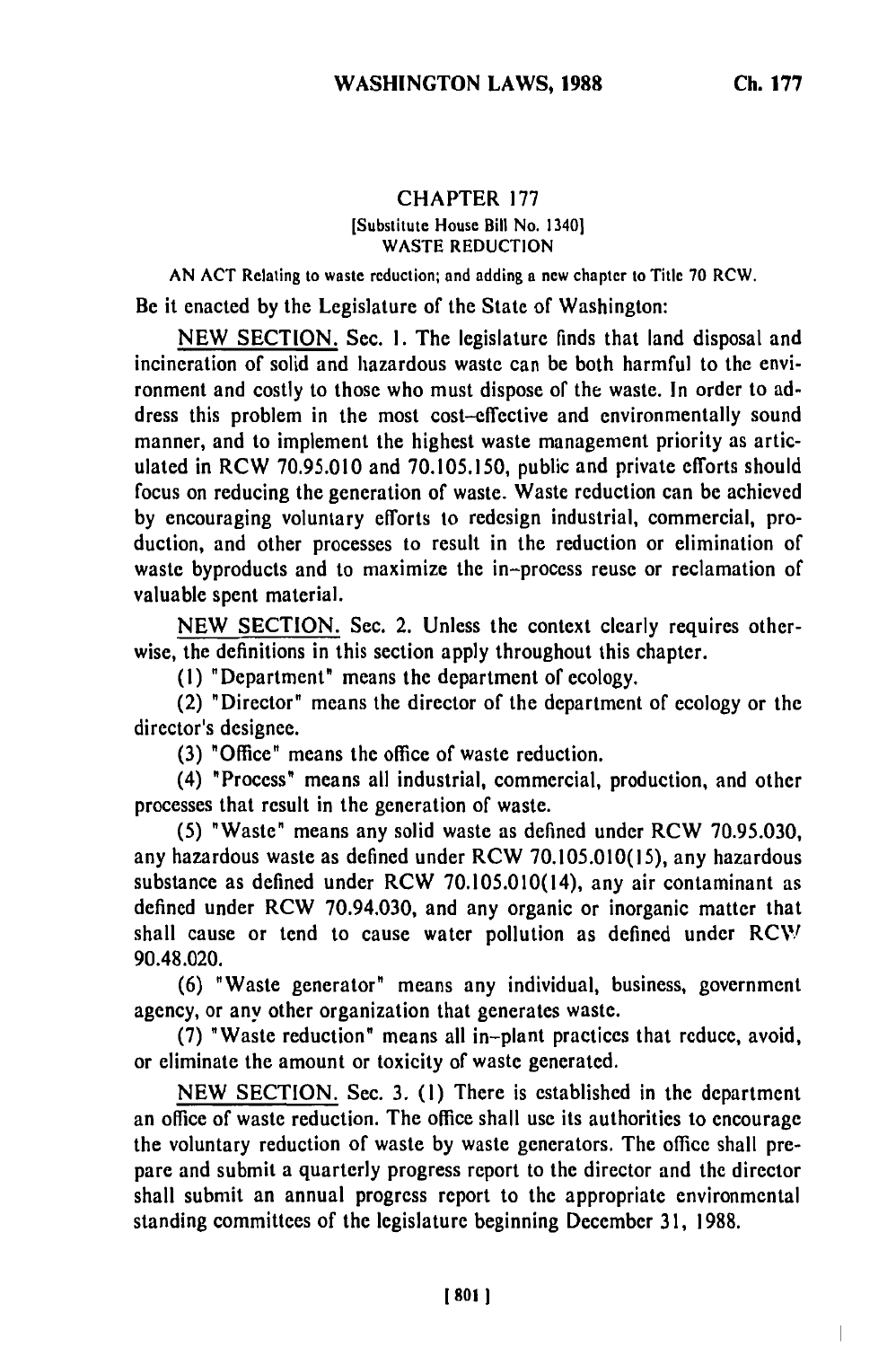# CHAPTER 177

[Substitute House Bill No. 1340]

WASTE REDUCTION

AN ACT Relating to waste reduction; and adding a new chapter to Title 70 RCW.

Be it enacted by the Legislature of the State of Washington:

NEW SECTION. Sec. 1. The legislature finds that land disposal and incineration of solid and hazardous waste can be both harmful to the environment and costly to those who must dispose of the waste. In order to address this problem in the most cost-effective and environmentally sound manner, and to implement the highest waste management priority as articulated in RCW 70.95.010 and 70.105.150, public and private efforts should focus on reducing the generation of waste. Waste reduction can be achieved by encouraging voluntary efforts to redesign industrial, commercial, production, and other processes to result in the reduction or elimination of waste byproducts and to maximize the in-process reuse or reclamation of valuable spent material.

NEW SECTION. Sec. 2. Unless the context clearly requires otherwise, the definitions in this section apply throughout this chapter.

(1) "Department" means the department of ecology.

(2) "Director" means the director of the department of ecology or the director's designee.

(3) "Office" means the office of waste reduction.

(4) "Process" means all industrial, commercial, production, and other processes that result in the generation of waste.

(5) "Waste" means any solid waste as defined under RCW 70.95.030, any hazardous waste as defined under RCW 70.105.010(15), any hazardous substance as defined under RCW 70.105.010(14), any air contaminant as defined under RCW 70.94.030, and any organic or inorganic matter that shall cause or tend to cause water pollution as defined under RCW 90.48.020.

(6) "Waste generator" means any individual, business, government agency, or any other organization that generates waste.

(7) "Waste reduction" means all in-plant practices that reduce, avoid, or eliminate the amount or toxicity of waste generated.

NEW SECTION. Sec. 3. (1) There is established in the department an office of waste reduction. The office shall use its authorities to encourage the voluntary reduction of waste by waste generators. The office shall prepare and submit a quarterly progress report to the director and the director shall submit an annual progress report to the appropriate environmental standing committees of the legislature beginning December 31, 1988.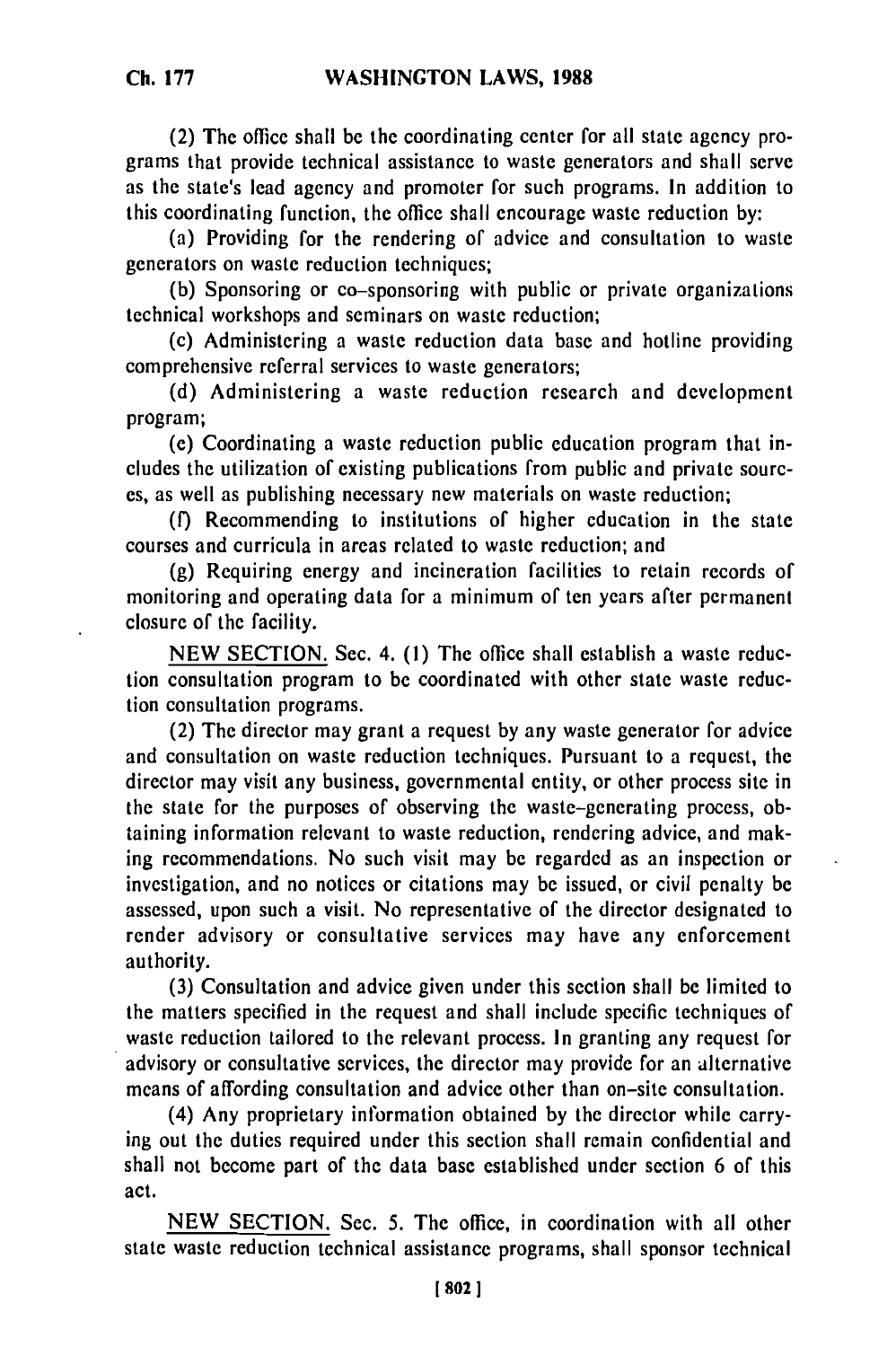(2) The office shall be the coordinating center for all state agency programs that provide technical assistance to waste generators and shall serve as the state's lead agency and promoter for such programs. In addition to this coordinating function, the office shall encourage waste reduction by:

(a) Providing for the rendering of advice and consultation to waste generators on waste reduction techniques;

(b) Sponsoring or co-sponsoring with public or private organizations technical workshops and seminars on waste reduction;

(c) Administering a waste reduction data base and hotline providing comprehensive referral services to waste generators;

(d) Administering a waste reduction research and development program;

(e) Coordinating a waste reduction public education program that includes the utilization of existing publications from public and private sources, as well as publishing necessary new materials on waste reduction;

(f) Recommending to institutions of higher education in the state courses and curricula in areas related to waste reduction; and

(g) Requiring energy and incineration facilities to retain records of monitoring and operating data for a minimum of ten years after permanent closure of the facility.

NEW SECTION. Sec. 4. (1) The office shall establish a waste reduction consultation program to be coordinated with other state waste reduction consultation programs.

(2) The director may grant a request by any waste generator for advice and consultation on waste reduction techniques. Pursuant to a request, the director may visit any business, governmental entity, or other process site in the state for the purposes of observing the waste-generating process, obtaining information relevant to waste reduction, rendering advice, and making recommendations. No such visit may be regarded as an inspection or investigation, and no notices or citations may be issued, or civil penalty be assessed, upon such a visit. No representative of the director designated to render advisory or consultative services may have any enforcement authority.

(3) Consultation and advice given under this section shall be limited to the matters specified in the request and shall include specific techniques of waste reduction tailored to the relevant process. In granting any request for advisory or consultative services, the director may provide for an alternative means of affording consultation and advice other than on-site consultation.

(4) Any proprietary information obtained by the director while carrying out the duties required under this section shall remain confidential and shall not become part of the data base established under section 6 of this act.

NEW SECTION. Sec. 5. The office, in coordination with all other state waste reduction technical assistance programs, shall sponsor technical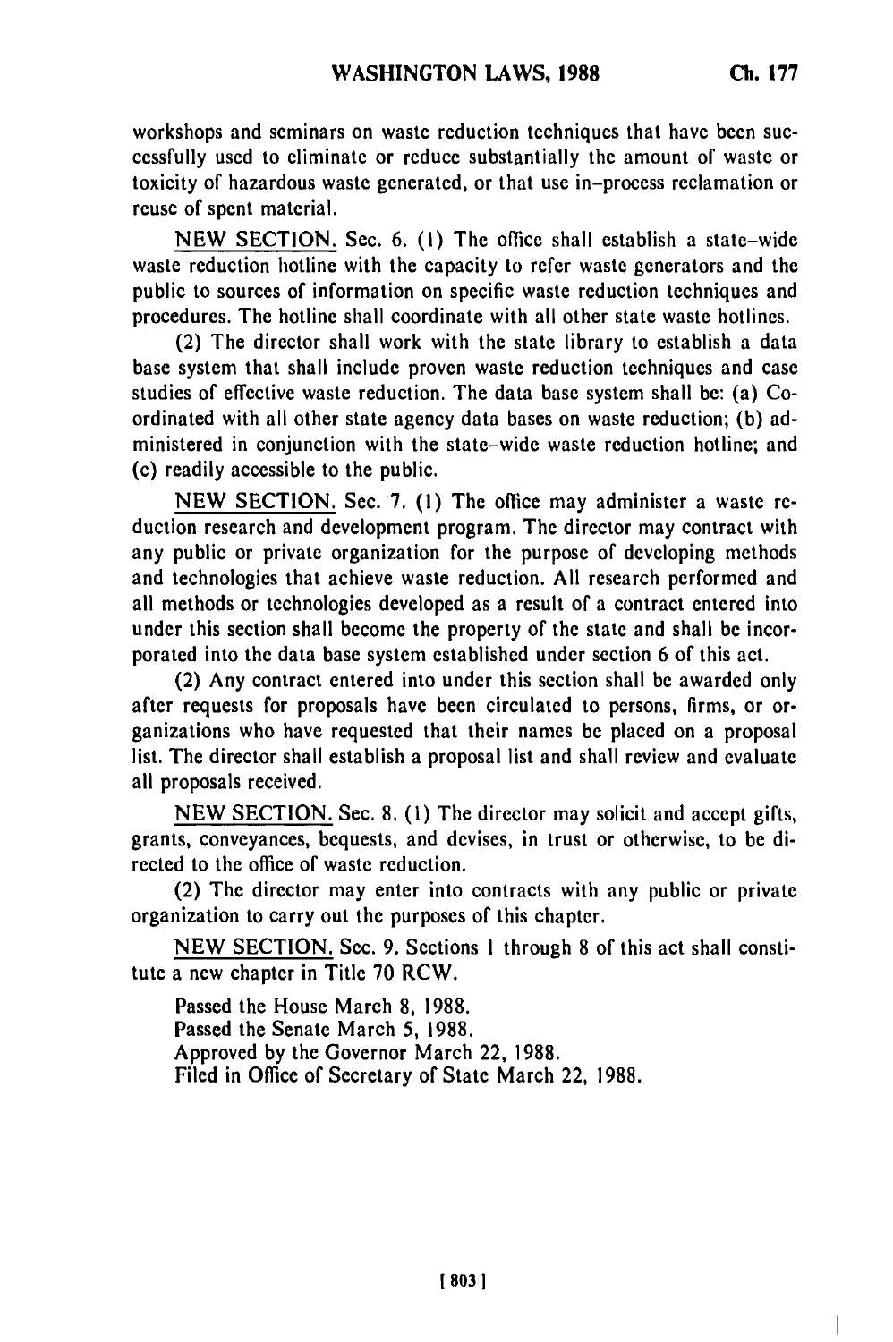workshops and seminars on waste reduction techniques that have been successfully used to eliminate or reduce substantially the amount of waste or toxicity of hazardous waste generated, or that use in-process reclamation or reuse of spent material.

NEW SECTION. Sec. 6. (1) The office shall establish a state-wide waste reduction hotline with the capacity to refer waste generators and the public to sources of information on specific waste reduction techniques and procedures. The hotline shall coordinate with all other state waste hotlines.

(2) The director shall work with the state library to establish a data base system that shall include proven waste reduction techniques and case studies of effective waste reduction. The data base system shall be: (a) Coordinated with all other state agency data bases on waste reduction; (b) administered in conjunction with the state-wide waste reduction hotline; and (c) readily accessible to the public.

NEW SECTION. Sec. 7. (1) The office may administer a waste reduction research and development program. The director may contract with any public or private organization for the purpose of developing methods and technologies that achieve waste reduction. All research performed and all methods or technologies developed as a result of a contract entered into under this section shall become the property of the state and shall be incorporated into the data base system established under section 6 of this act.

(2) Any contract entered into under this section shall be awarded only after requests for proposals have been circulated to persons, firms, or organizations who have requested that their names be placed on a proposal list. The director shall establish a proposal list and shall review and evaluate all proposals received.

NEW SECTION. Sec. 8. (1) The director may solicit and accept gifts, grants, conveyances, bequests, and devises, in trust or otherwise, to be directed to the office of waste reduction.

(2) The director may enter into contracts with any public or private organization to carry out the purposes of this chapter.

NEW SECTION. Sec. 9. Sections 1 through 8 of this act shall constitute a new chapter in Title 70 RCW.

Passed the House March 8, 1988.
Passed the Senate March 5, 1988.
Approved by the Governor March 22, 1988.
Filed in Office of Secretary of State March 22, 1988.